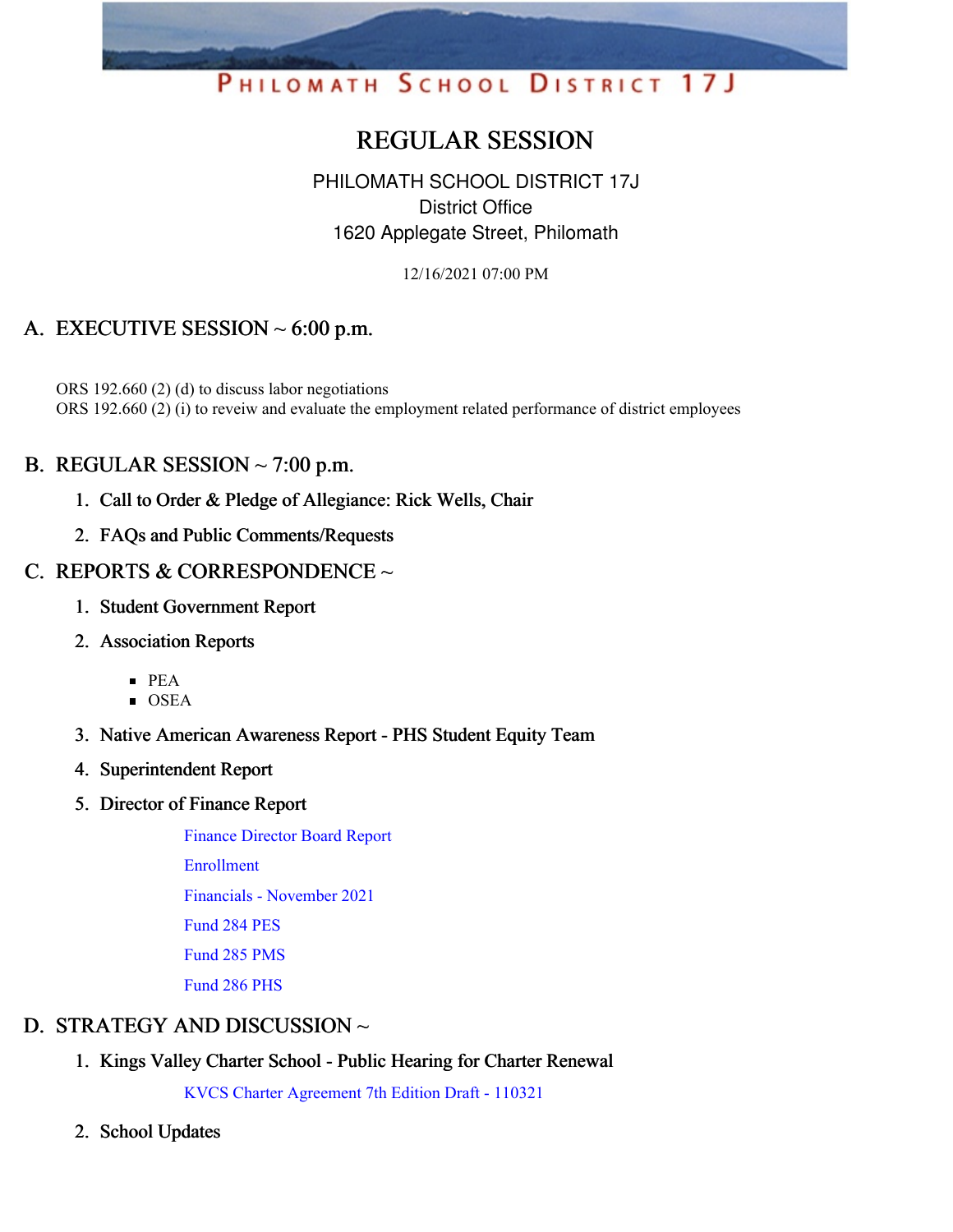# PHILOMATH SCHOOL DISTRICT 17J

## REGULAR SESSION

PHILOMATH SCHOOL DISTRICT 17J
District Office
1620 Applegate Street, Philomath

12/16/2021 07:00 PM

## A. EXECUTIVE SESSION ~ 6:00 p.m.

ORS 192.660 (2) (d) to discuss labor negotiations
ORS 192.660 (2) (i) to reveiw and evaluate the employment related performance of district employees

## B. REGULAR SESSION ~ 7:00 p.m.

1. Call to Order & Pledge of Allegiance: Rick Wells, Chair
2. FAQs and Public Comments/Requests

## C. REPORTS & CORRESPONDENCE ~

1. Student Government Report
2. Association Reports
   - PEA
   - OSEA
3. Native American Awareness Report - PHS Student Equity Team
4. Superintendent Report
5. Director of Finance Report

   Finance Director Board Report

   Enrollment

   Financials - November 2021

   Fund 284 PES

   Fund 285 PMS

   Fund 286 PHS

## D. STRATEGY AND DISCUSSION ~

1. Kings Valley Charter School - Public Hearing for Charter Renewal

   KVCS Charter Agreement 7th Edition Draft - 110321

2. School Updates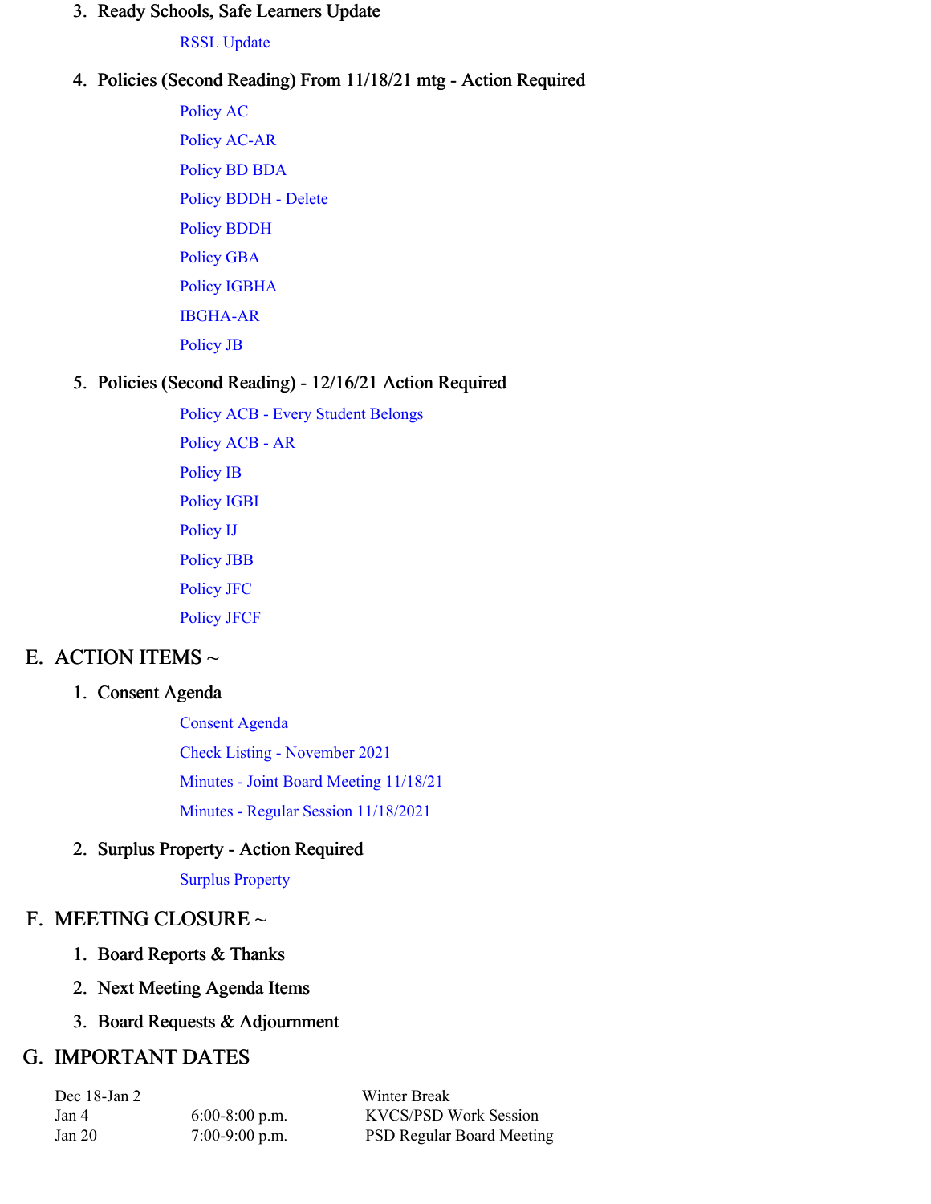3. Ready Schools, Safe Learners Update

   RSSL Update

4. Policies (Second Reading) From 11/18/21 mtg - Action Required

   Policy AC

   Policy AC-AR

   Policy BD BDA

   Policy BDDH - Delete

   Policy BDDH

   Policy GBA

   Policy IGBHA

   IBGHA-AR

   Policy JB

5. Policies (Second Reading) - 12/16/21 Action Required

   Policy ACB - Every Student Belongs

   Policy ACB - AR

   Policy IB

   Policy IGBI

   Policy IJ

   Policy JBB

   Policy JFC

   Policy JFCF

## E. ACTION ITEMS ~

1. Consent Agenda

   Consent Agenda

   Check Listing - November 2021

   Minutes - Joint Board Meeting 11/18/21

   Minutes - Regular Session 11/18/2021

2. Surplus Property - Action Required

   Surplus Property

## F. MEETING CLOSURE ~

1. Board Reports & Thanks
2. Next Meeting Agenda Items
3. Board Requests & Adjournment

## G. IMPORTANT DATES

| | | |
|---|---|---|
| Dec 18-Jan 2 | | Winter Break |
| Jan 4 | 6:00-8:00 p.m. | KVCS/PSD Work Session |
| Jan 20 | 7:00-9:00 p.m. | PSD Regular Board Meeting |